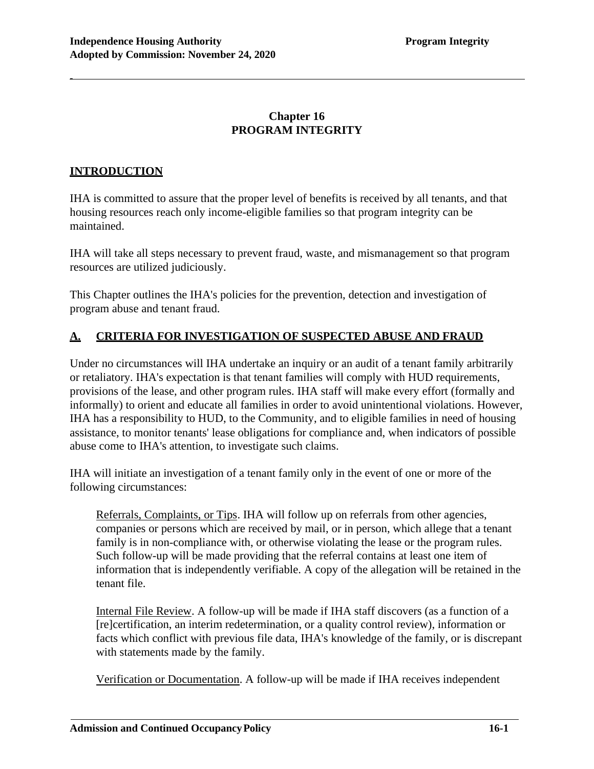# Chapter 16
# PROGRAM INTEGRITY

## INTRODUCTION

IHA is committed to assure that the proper level of benefits is received by all tenants, and that housing resources reach only income-eligible families so that program integrity can be maintained.

IHA will take all steps necessary to prevent fraud, waste, and mismanagement so that program resources are utilized judiciously.

This Chapter outlines the IHA's policies for the prevention, detection and investigation of program abuse and tenant fraud.

## A. CRITERIA FOR INVESTIGATION OF SUSPECTED ABUSE AND FRAUD

Under no circumstances will IHA undertake an inquiry or an audit of a tenant family arbitrarily or retaliatory. IHA's expectation is that tenant families will comply with HUD requirements, provisions of the lease, and other program rules. IHA staff will make every effort (formally and informally) to orient and educate all families in order to avoid unintentional violations. However, IHA has a responsibility to HUD, to the Community, and to eligible families in need of housing assistance, to monitor tenants' lease obligations for compliance and, when indicators of possible abuse come to IHA's attention, to investigate such claims.

IHA will initiate an investigation of a tenant family only in the event of one or more of the following circumstances:

Referrals, Complaints, or Tips. IHA will follow up on referrals from other agencies, companies or persons which are received by mail, or in person, which allege that a tenant family is in non-compliance with, or otherwise violating the lease or the program rules. Such follow-up will be made providing that the referral contains at least one item of information that is independently verifiable. A copy of the allegation will be retained in the tenant file.

Internal File Review. A follow-up will be made if IHA staff discovers (as a function of a [re]certification, an interim redetermination, or a quality control review), information or facts which conflict with previous file data, IHA's knowledge of the family, or is discrepant with statements made by the family.

Verification or Documentation. A follow-up will be made if IHA receives independent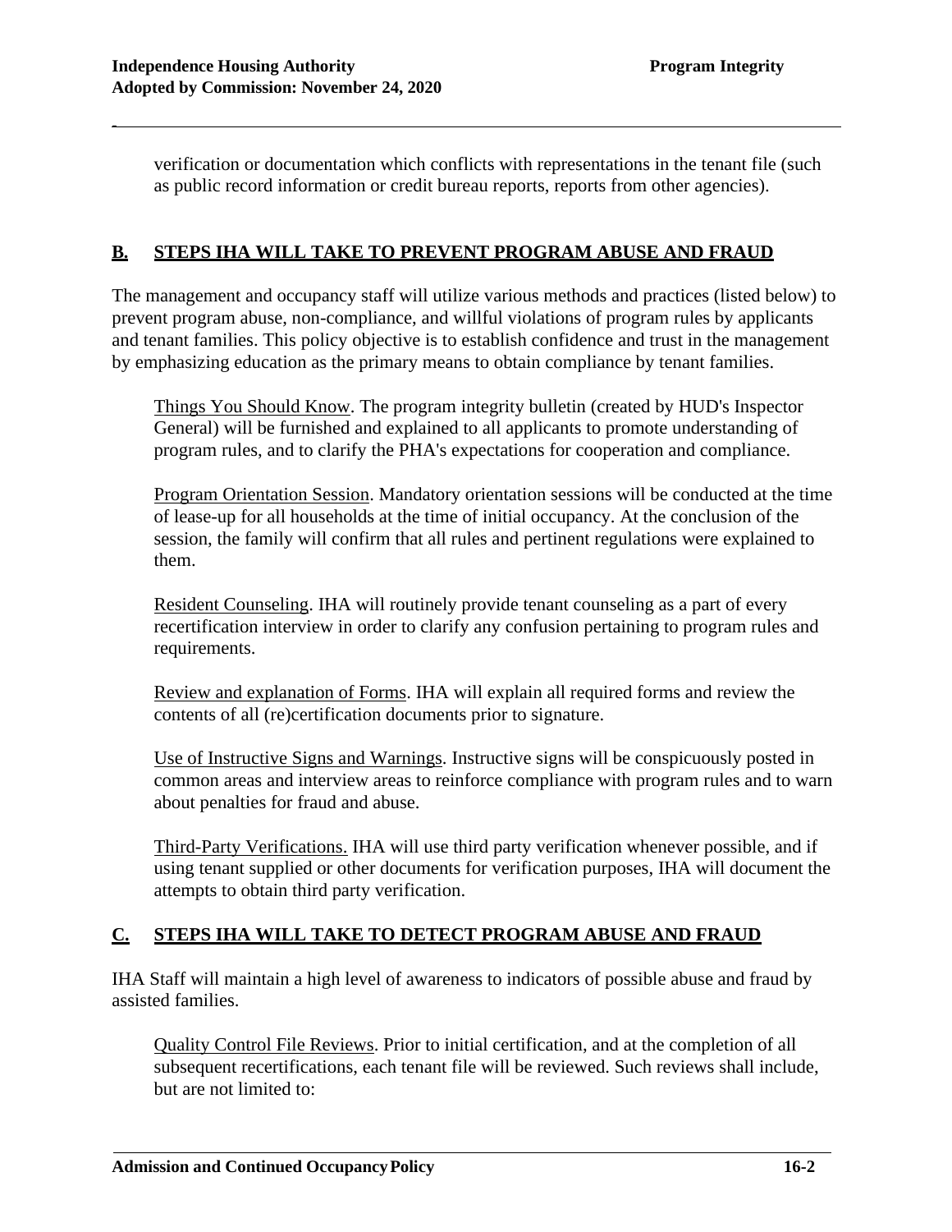verification or documentation which conflicts with representations in the tenant file (such as public record information or credit bureau reports, reports from other agencies).

## B. STEPS IHA WILL TAKE TO PREVENT PROGRAM ABUSE AND FRAUD

The management and occupancy staff will utilize various methods and practices (listed below) to prevent program abuse, non-compliance, and willful violations of program rules by applicants and tenant families. This policy objective is to establish confidence and trust in the management by emphasizing education as the primary means to obtain compliance by tenant families.

Things You Should Know. The program integrity bulletin (created by HUD's Inspector General) will be furnished and explained to all applicants to promote understanding of program rules, and to clarify the PHA's expectations for cooperation and compliance.

Program Orientation Session. Mandatory orientation sessions will be conducted at the time of lease-up for all households at the time of initial occupancy. At the conclusion of the session, the family will confirm that all rules and pertinent regulations were explained to them.

Resident Counseling. IHA will routinely provide tenant counseling as a part of every recertification interview in order to clarify any confusion pertaining to program rules and requirements.

Review and explanation of Forms. IHA will explain all required forms and review the contents of all (re)certification documents prior to signature.

Use of Instructive Signs and Warnings. Instructive signs will be conspicuously posted in common areas and interview areas to reinforce compliance with program rules and to warn about penalties for fraud and abuse.

Third-Party Verifications. IHA will use third party verification whenever possible, and if using tenant supplied or other documents for verification purposes, IHA will document the attempts to obtain third party verification.

## C. STEPS IHA WILL TAKE TO DETECT PROGRAM ABUSE AND FRAUD

IHA Staff will maintain a high level of awareness to indicators of possible abuse and fraud by assisted families.

Quality Control File Reviews. Prior to initial certification, and at the completion of all subsequent recertifications, each tenant file will be reviewed. Such reviews shall include, but are not limited to: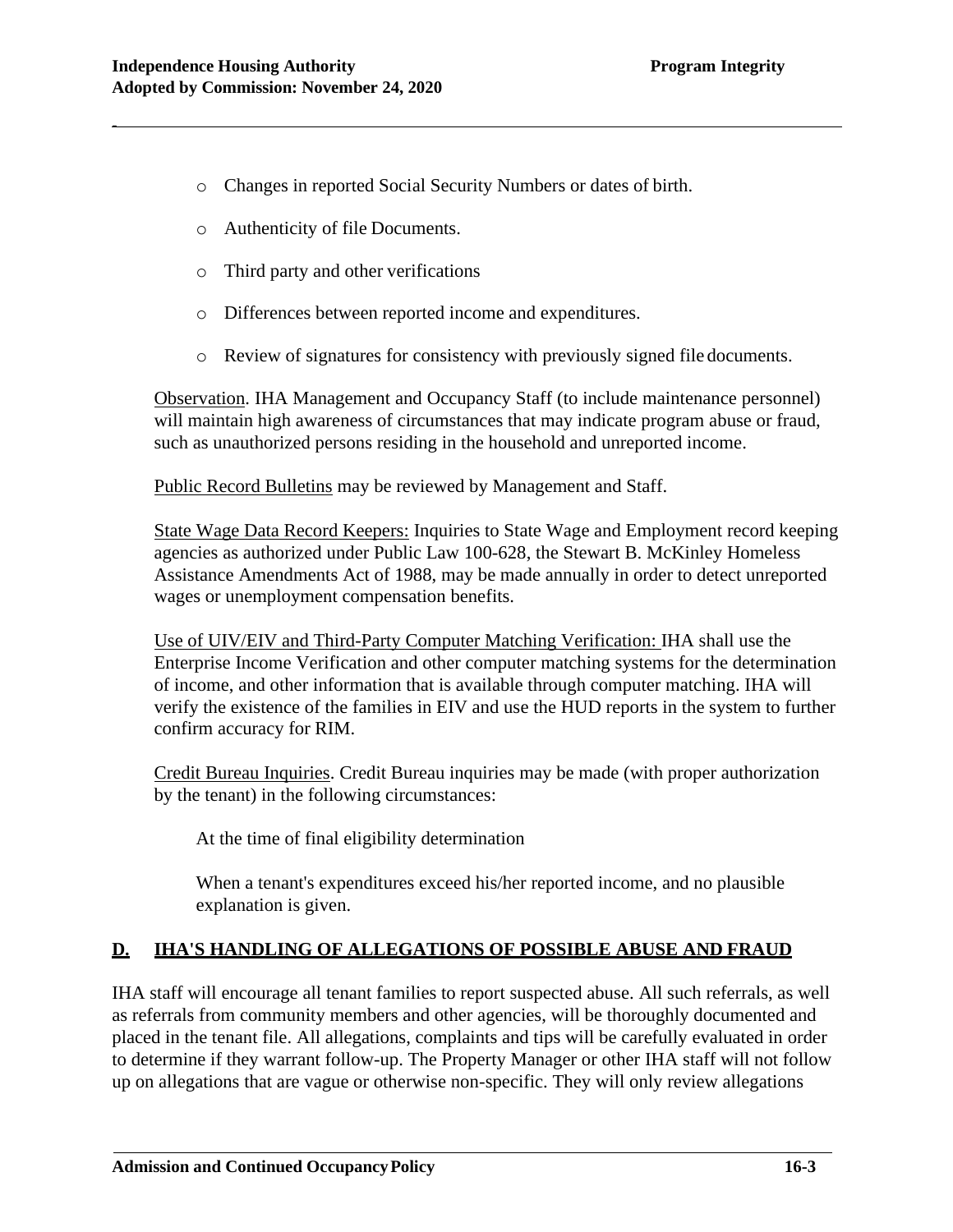- Changes in reported Social Security Numbers or dates of birth.
- Authenticity of file Documents.
- Third party and other verifications
- Differences between reported income and expenditures.
- Review of signatures for consistency with previously signed file documents.

Observation. IHA Management and Occupancy Staff (to include maintenance personnel) will maintain high awareness of circumstances that may indicate program abuse or fraud, such as unauthorized persons residing in the household and unreported income.

Public Record Bulletins may be reviewed by Management and Staff.

State Wage Data Record Keepers: Inquiries to State Wage and Employment record keeping agencies as authorized under Public Law 100-628, the Stewart B. McKinley Homeless Assistance Amendments Act of 1988, may be made annually in order to detect unreported wages or unemployment compensation benefits.

Use of UIV/EIV and Third-Party Computer Matching Verification: IHA shall use the Enterprise Income Verification and other computer matching systems for the determination of income, and other information that is available through computer matching. IHA will verify the existence of the families in EIV and use the HUD reports in the system to further confirm accuracy for RIM.

Credit Bureau Inquiries. Credit Bureau inquiries may be made (with proper authorization by the tenant) in the following circumstances:

At the time of final eligibility determination

When a tenant's expenditures exceed his/her reported income, and no plausible explanation is given.

## D. IHA'S HANDLING OF ALLEGATIONS OF POSSIBLE ABUSE AND FRAUD

IHA staff will encourage all tenant families to report suspected abuse. All such referrals, as well as referrals from community members and other agencies, will be thoroughly documented and placed in the tenant file. All allegations, complaints and tips will be carefully evaluated in order to determine if they warrant follow-up. The Property Manager or other IHA staff will not follow up on allegations that are vague or otherwise non-specific. They will only review allegations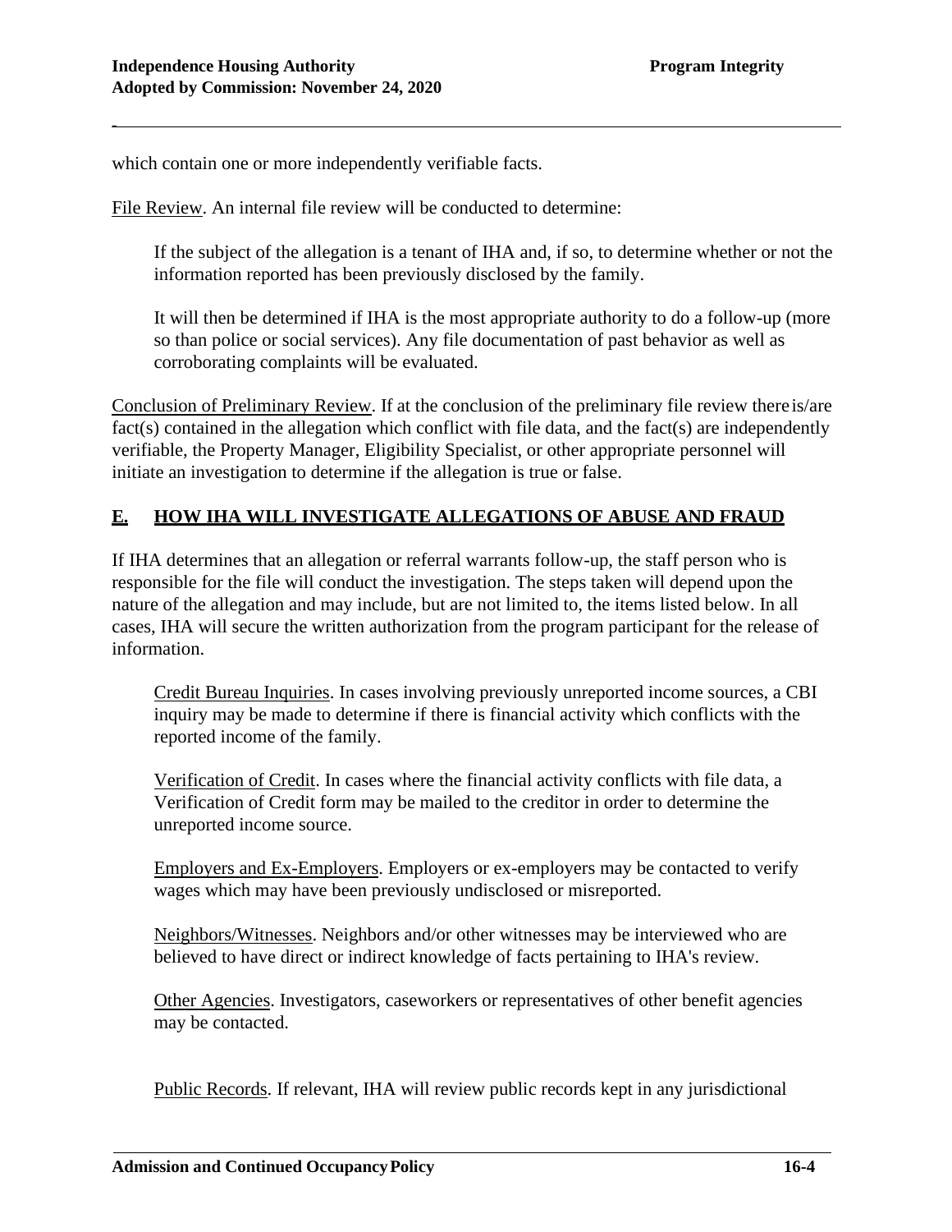which contain one or more independently verifiable facts.

File Review. An internal file review will be conducted to determine:

> If the subject of the allegation is a tenant of IHA and, if so, to determine whether or not the information reported has been previously disclosed by the family.
>
> It will then be determined if IHA is the most appropriate authority to do a follow-up (more so than police or social services). Any file documentation of past behavior as well as corroborating complaints will be evaluated.

Conclusion of Preliminary Review. If at the conclusion of the preliminary file review there is/are fact(s) contained in the allegation which conflict with file data, and the fact(s) are independently verifiable, the Property Manager, Eligibility Specialist, or other appropriate personnel will initiate an investigation to determine if the allegation is true or false.

## E. HOW IHA WILL INVESTIGATE ALLEGATIONS OF ABUSE AND FRAUD

If IHA determines that an allegation or referral warrants follow-up, the staff person who is responsible for the file will conduct the investigation. The steps taken will depend upon the nature of the allegation and may include, but are not limited to, the items listed below. In all cases, IHA will secure the written authorization from the program participant for the release of information.

> Credit Bureau Inquiries. In cases involving previously unreported income sources, a CBI inquiry may be made to determine if there is financial activity which conflicts with the reported income of the family.
>
> Verification of Credit. In cases where the financial activity conflicts with file data, a Verification of Credit form may be mailed to the creditor in order to determine the unreported income source.
>
> Employers and Ex-Employers. Employers or ex-employers may be contacted to verify wages which may have been previously undisclosed or misreported.
>
> Neighbors/Witnesses. Neighbors and/or other witnesses may be interviewed who are believed to have direct or indirect knowledge of facts pertaining to IHA's review.
>
> Other Agencies. Investigators, caseworkers or representatives of other benefit agencies may be contacted.
>
> Public Records. If relevant, IHA will review public records kept in any jurisdictional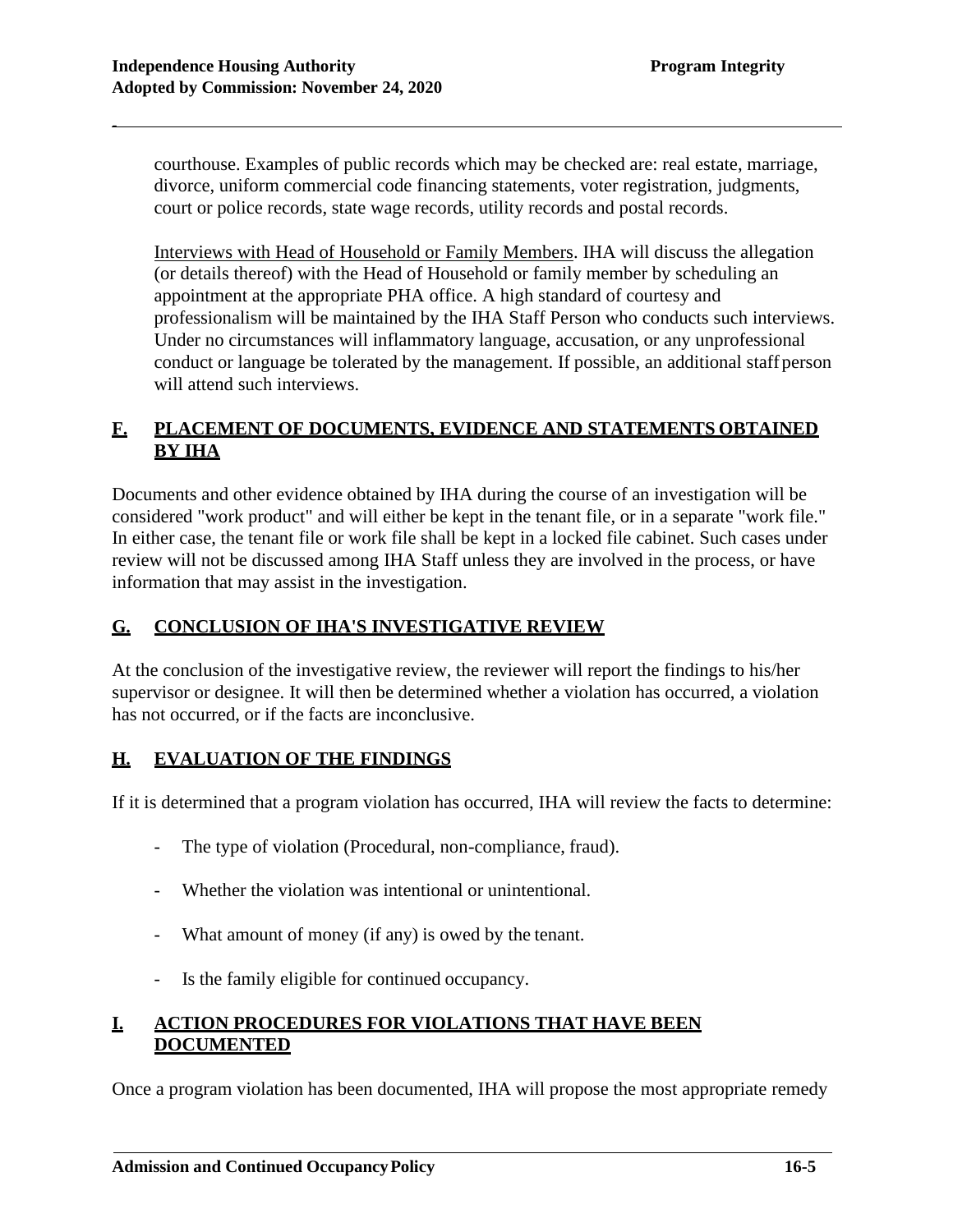courthouse. Examples of public records which may be checked are: real estate, marriage, divorce, uniform commercial code financing statements, voter registration, judgments, court or police records, state wage records, utility records and postal records.

Interviews with Head of Household or Family Members. IHA will discuss the allegation (or details thereof) with the Head of Household or family member by scheduling an appointment at the appropriate PHA office. A high standard of courtesy and professionalism will be maintained by the IHA Staff Person who conducts such interviews. Under no circumstances will inflammatory language, accusation, or any unprofessional conduct or language be tolerated by the management. If possible, an additional staff person will attend such interviews.

## F. PLACEMENT OF DOCUMENTS, EVIDENCE AND STATEMENTS OBTAINED BY IHA

Documents and other evidence obtained by IHA during the course of an investigation will be considered "work product" and will either be kept in the tenant file, or in a separate "work file." In either case, the tenant file or work file shall be kept in a locked file cabinet. Such cases under review will not be discussed among IHA Staff unless they are involved in the process, or have information that may assist in the investigation.

## G. CONCLUSION OF IHA'S INVESTIGATIVE REVIEW

At the conclusion of the investigative review, the reviewer will report the findings to his/her supervisor or designee. It will then be determined whether a violation has occurred, a violation has not occurred, or if the facts are inconclusive.

## H. EVALUATION OF THE FINDINGS

If it is determined that a program violation has occurred, IHA will review the facts to determine:

- The type of violation (Procedural, non-compliance, fraud).
- Whether the violation was intentional or unintentional.
- What amount of money (if any) is owed by the tenant.
- Is the family eligible for continued occupancy.

## I. ACTION PROCEDURES FOR VIOLATIONS THAT HAVE BEEN DOCUMENTED

Once a program violation has been documented, IHA will propose the most appropriate remedy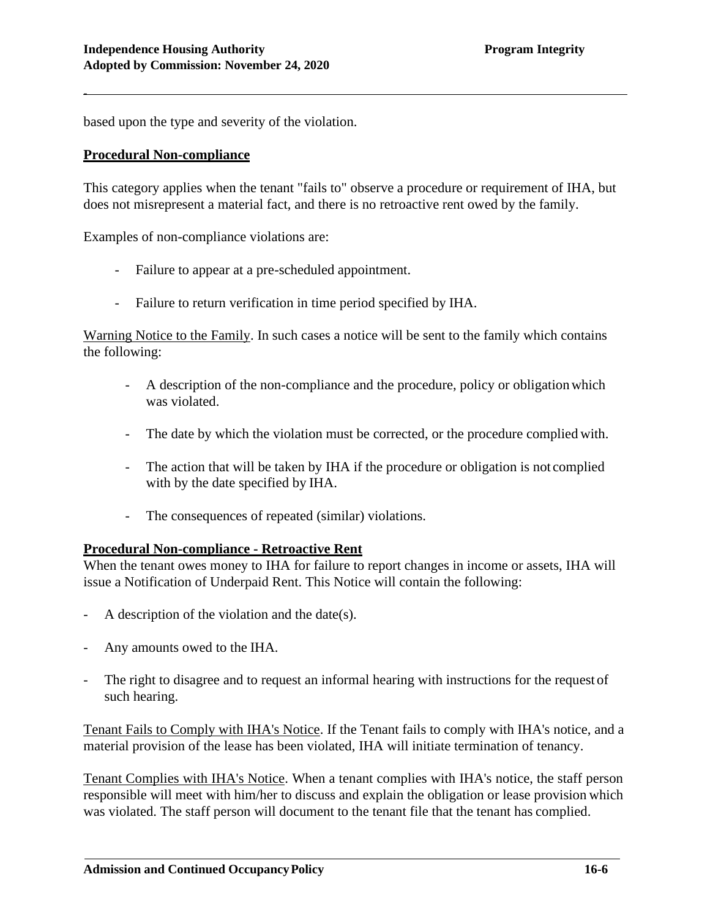based upon the type and severity of the violation.

**Procedural Non-compliance**

This category applies when the tenant "fails to" observe a procedure or requirement of IHA, but does not misrepresent a material fact, and there is no retroactive rent owed by the family.

Examples of non-compliance violations are:

- Failure to appear at a pre-scheduled appointment.
- Failure to return verification in time period specified by IHA.

Warning Notice to the Family. In such cases a notice will be sent to the family which contains the following:

- A description of the non-compliance and the procedure, policy or obligation which was violated.
- The date by which the violation must be corrected, or the procedure complied with.
- The action that will be taken by IHA if the procedure or obligation is not complied with by the date specified by IHA.
- The consequences of repeated (similar) violations.

**Procedural Non-compliance - Retroactive Rent**

When the tenant owes money to IHA for failure to report changes in income or assets, IHA will issue a Notification of Underpaid Rent. This Notice will contain the following:

- A description of the violation and the date(s).
- Any amounts owed to the IHA.
- The right to disagree and to request an informal hearing with instructions for the request of such hearing.

Tenant Fails to Comply with IHA's Notice. If the Tenant fails to comply with IHA's notice, and a material provision of the lease has been violated, IHA will initiate termination of tenancy.

Tenant Complies with IHA's Notice. When a tenant complies with IHA's notice, the staff person responsible will meet with him/her to discuss and explain the obligation or lease provision which was violated. The staff person will document to the tenant file that the tenant has complied.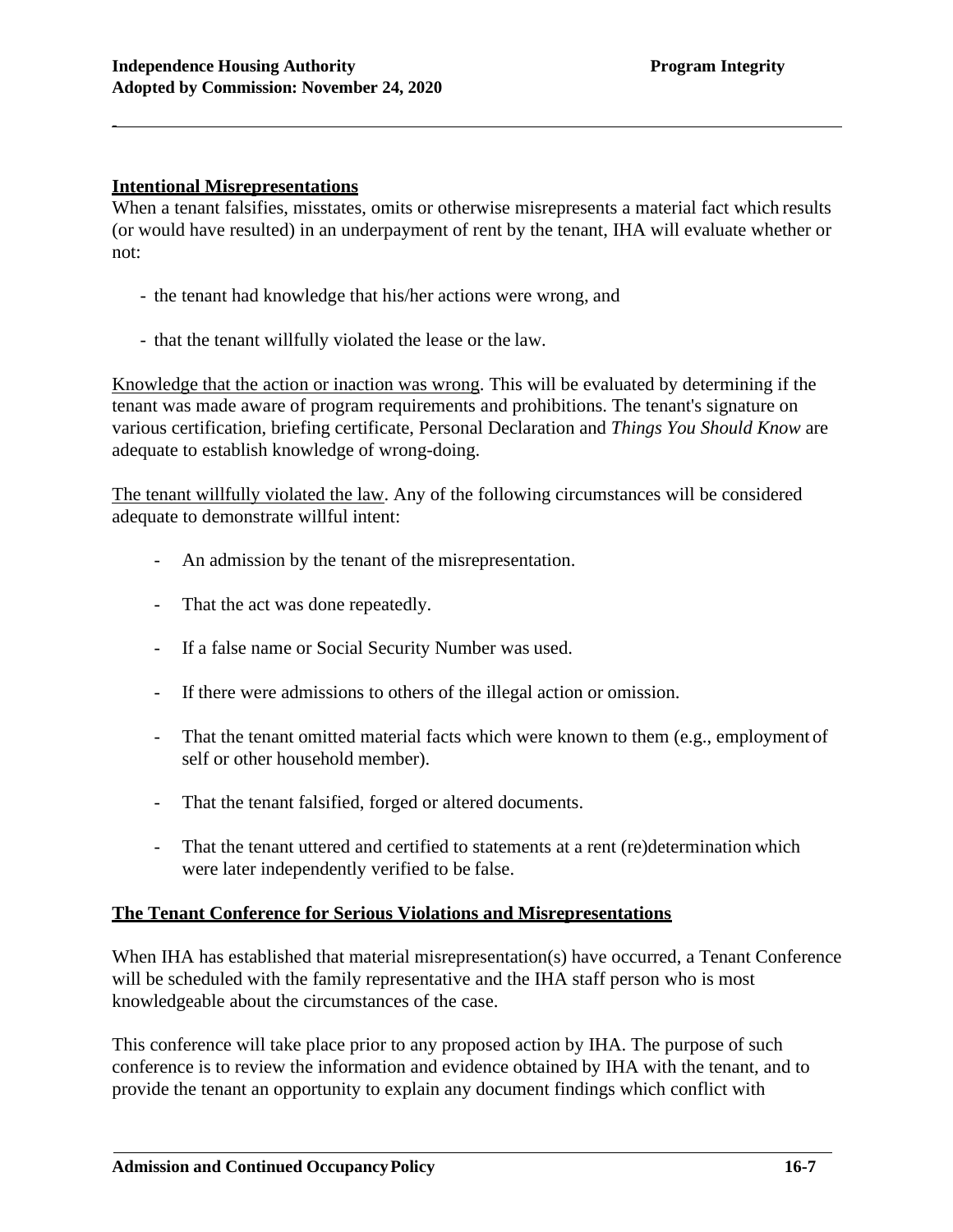## Intentional Misrepresentations

When a tenant falsifies, misstates, omits or otherwise misrepresents a material fact which results (or would have resulted) in an underpayment of rent by the tenant, IHA will evaluate whether or not:

- the tenant had knowledge that his/her actions were wrong, and
- that the tenant willfully violated the lease or the law.

Knowledge that the action or inaction was wrong. This will be evaluated by determining if the tenant was made aware of program requirements and prohibitions. The tenant's signature on various certification, briefing certificate, Personal Declaration and *Things You Should Know* are adequate to establish knowledge of wrong-doing.

The tenant willfully violated the law. Any of the following circumstances will be considered adequate to demonstrate willful intent:

- An admission by the tenant of the misrepresentation.
- That the act was done repeatedly.
- If a false name or Social Security Number was used.
- If there were admissions to others of the illegal action or omission.
- That the tenant omitted material facts which were known to them (e.g., employment of self or other household member).
- That the tenant falsified, forged or altered documents.
- That the tenant uttered and certified to statements at a rent (re)determination which were later independently verified to be false.

## The Tenant Conference for Serious Violations and Misrepresentations

When IHA has established that material misrepresentation(s) have occurred, a Tenant Conference will be scheduled with the family representative and the IHA staff person who is most knowledgeable about the circumstances of the case.

This conference will take place prior to any proposed action by IHA. The purpose of such conference is to review the information and evidence obtained by IHA with the tenant, and to provide the tenant an opportunity to explain any document findings which conflict with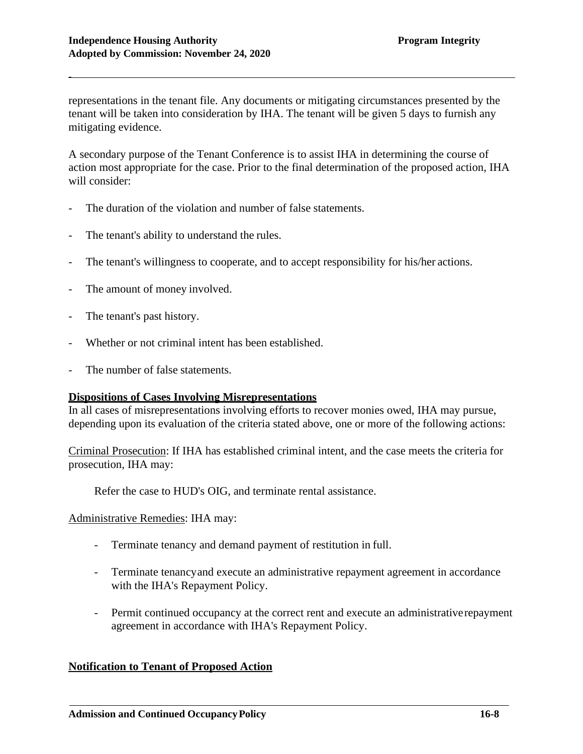representations in the tenant file. Any documents or mitigating circumstances presented by the tenant will be taken into consideration by IHA. The tenant will be given 5 days to furnish any mitigating evidence.

A secondary purpose of the Tenant Conference is to assist IHA in determining the course of action most appropriate for the case. Prior to the final determination of the proposed action, IHA will consider:

- The duration of the violation and number of false statements.
- The tenant's ability to understand the rules.
- The tenant's willingness to cooperate, and to accept responsibility for his/her actions.
- The amount of money involved.
- The tenant's past history.
- Whether or not criminal intent has been established.
- The number of false statements.

**Dispositions of Cases Involving Misrepresentations**

In all cases of misrepresentations involving efforts to recover monies owed, IHA may pursue, depending upon its evaluation of the criteria stated above, one or more of the following actions:

Criminal Prosecution: If IHA has established criminal intent, and the case meets the criteria for prosecution, IHA may:

Refer the case to HUD's OIG, and terminate rental assistance.

Administrative Remedies: IHA may:

- Terminate tenancy and demand payment of restitution in full.
- Terminate tenancy and execute an administrative repayment agreement in accordance with the IHA's Repayment Policy.
- Permit continued occupancy at the correct rent and execute an administrative repayment agreement in accordance with IHA's Repayment Policy.

**Notification to Tenant of Proposed Action**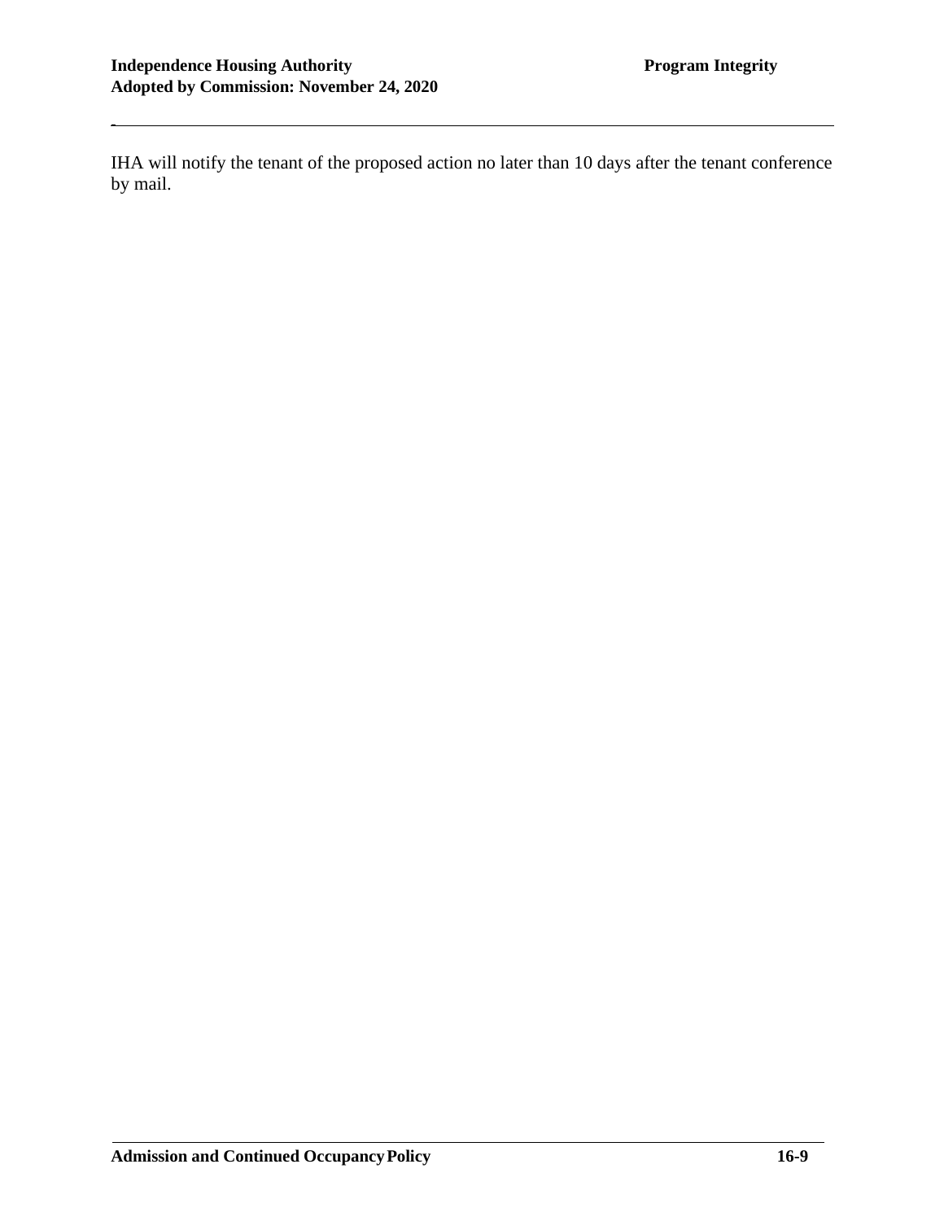IHA will notify the tenant of the proposed action no later than 10 days after the tenant conference by mail.